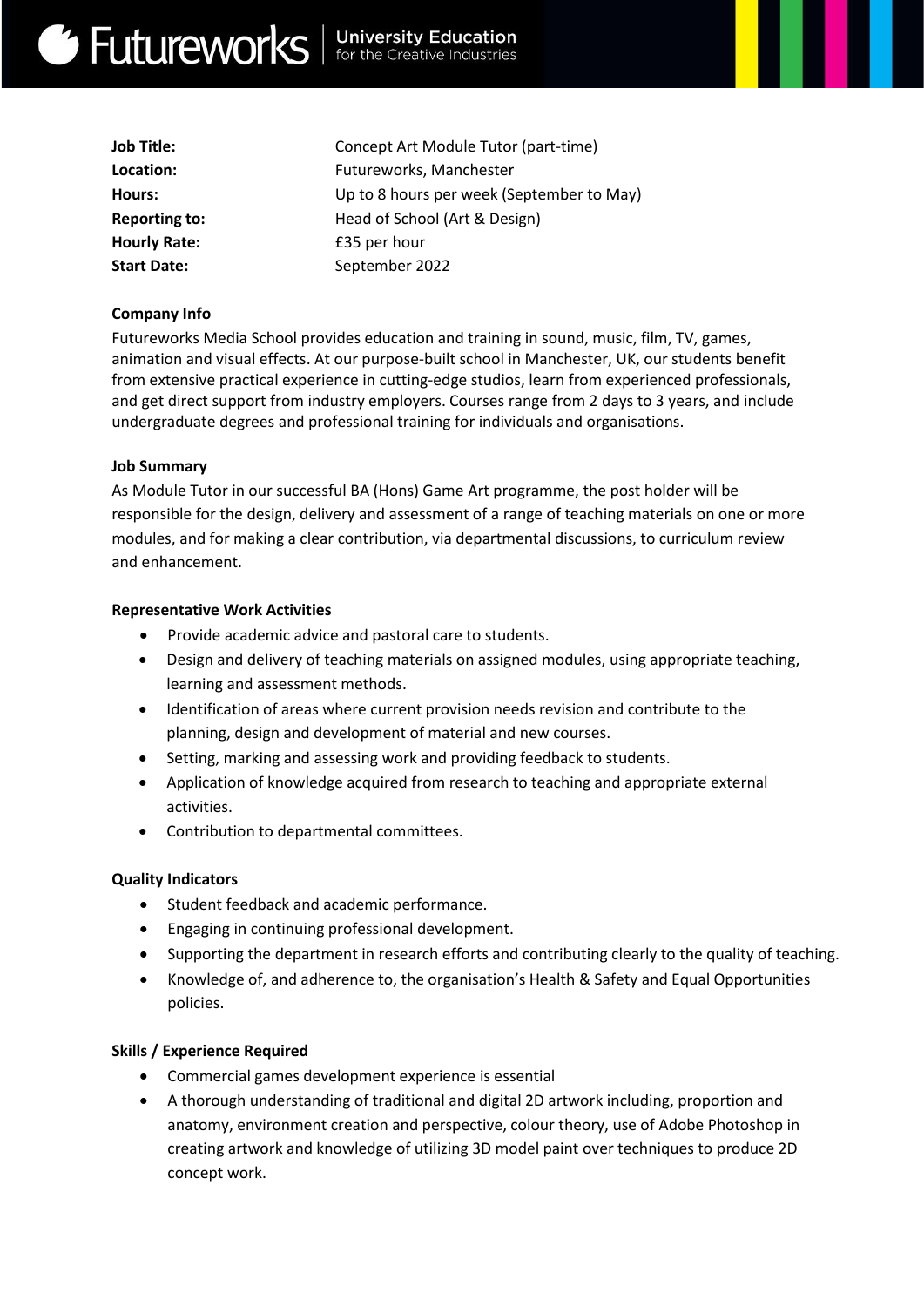Futureworks | University Education for the Creative Industries

| | |
|---|---|
| **Job Title:** | Concept Art Module Tutor (part-time) |
| **Location:** | Futureworks, Manchester |
| **Hours:** | Up to 8 hours per week (September to May) |
| **Reporting to:** | Head of School (Art & Design) |
| **Hourly Rate:** | £35 per hour |
| **Start Date:** | September 2022 |

**Company Info**

Futureworks Media School provides education and training in sound, music, film, TV, games, animation and visual effects. At our purpose-built school in Manchester, UK, our students benefit from extensive practical experience in cutting-edge studios, learn from experienced professionals, and get direct support from industry employers. Courses range from 2 days to 3 years, and include undergraduate degrees and professional training for individuals and organisations.

**Job Summary**

As Module Tutor in our successful BA (Hons) Game Art programme, the post holder will be responsible for the design, delivery and assessment of a range of teaching materials on one or more modules, and for making a clear contribution, via departmental discussions, to curriculum review and enhancement.

**Representative Work Activities**

- Provide academic advice and pastoral care to students.
- Design and delivery of teaching materials on assigned modules, using appropriate teaching, learning and assessment methods.
- Identification of areas where current provision needs revision and contribute to the planning, design and development of material and new courses.
- Setting, marking and assessing work and providing feedback to students.
- Application of knowledge acquired from research to teaching and appropriate external activities.
- Contribution to departmental committees.

**Quality Indicators**

- Student feedback and academic performance.
- Engaging in continuing professional development.
- Supporting the department in research efforts and contributing clearly to the quality of teaching.
- Knowledge of, and adherence to, the organisation's Health & Safety and Equal Opportunities policies.

**Skills / Experience Required**

- Commercial games development experience is essential
- A thorough understanding of traditional and digital 2D artwork including, proportion and anatomy, environment creation and perspective, colour theory, use of Adobe Photoshop in creating artwork and knowledge of utilizing 3D model paint over techniques to produce 2D concept work.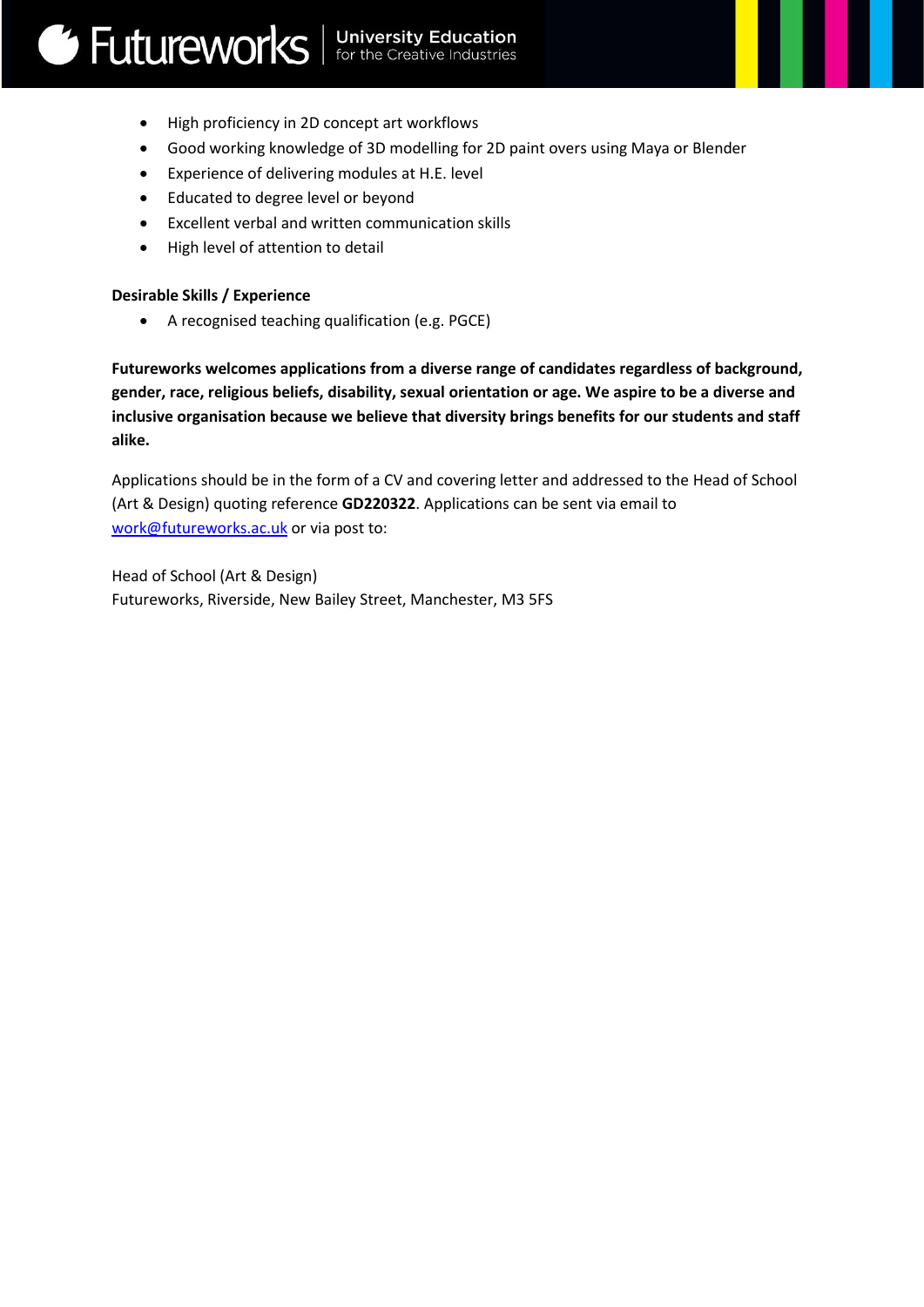- High proficiency in 2D concept art workflows
- Good working knowledge of 3D modelling for 2D paint overs using Maya or Blender
- Experience of delivering modules at H.E. level
- Educated to degree level or beyond
- Excellent verbal and written communication skills
- High level of attention to detail

**Desirable Skills / Experience**

- A recognised teaching qualification (e.g. PGCE)

**Futureworks welcomes applications from a diverse range of candidates regardless of background, gender, race, religious beliefs, disability, sexual orientation or age. We aspire to be a diverse and inclusive organisation because we believe that diversity brings benefits for our students and staff alike.**

Applications should be in the form of a CV and covering letter and addressed to the Head of School (Art & Design) quoting reference **GD220322**. Applications can be sent via email to work@futureworks.ac.uk or via post to:

Head of School (Art & Design)
Futureworks, Riverside, New Bailey Street, Manchester, M3 5FS